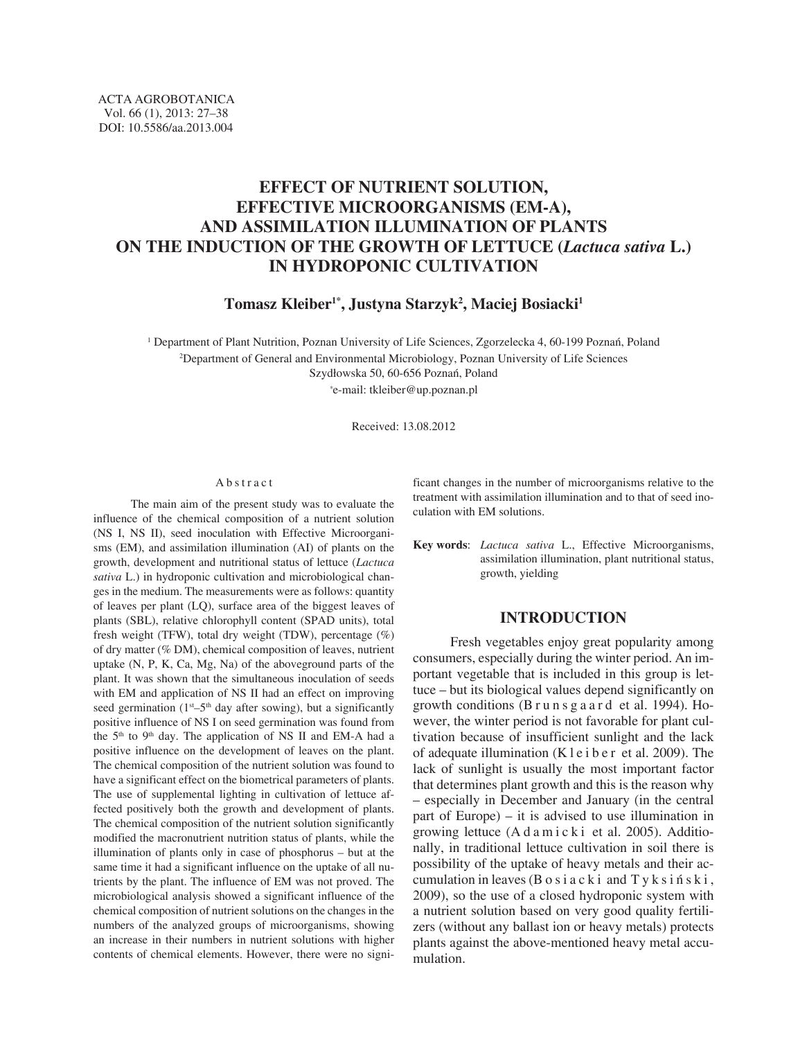ACTA AGROBOTANICA
Vol. 66 (1), 2013: 27–38
DOI: 10.5586/aa.2013.004

# EFFECT OF NUTRIENT SOLUTION, EFFECTIVE MICROORGANISMS (EM-A), AND ASSIMILATION ILLUMINATION OF PLANTS ON THE INDUCTION OF THE GROWTH OF LETTUCE (*Lactuca sativa* L.) IN HYDROPONIC CULTIVATION

**Tomasz Kleiber[1*], Justyna Starzyk[2], Maciej Bosiacki[1]**

[1] Department of Plant Nutrition, Poznan University of Life Sciences, Zgorzelecka 4, 60-199 Poznań, Poland
[2] Department of General and Environmental Microbiology, Poznan University of Life Sciences Szydłowska 50, 60-656 Poznań, Poland
[*] e-mail: tkleiber@up.poznan.pl

Received: 13.08.2012

## Abstract

The main aim of the present study was to evaluate the influence of the chemical composition of a nutrient solution (NS I, NS II), seed inoculation with Effective Microorganisms (EM), and assimilation illumination (AI) of plants on the growth, development and nutritional status of lettuce (*Lactuca sativa* L.) in hydroponic cultivation and microbiological changes in the medium. The measurements were as follows: quantity of leaves per plant (LQ), surface area of the biggest leaves of plants (SBL), relative chlorophyll content (SPAD units), total fresh weight (TFW), total dry weight (TDW), percentage (%) of dry matter (% DM), chemical composition of leaves, nutrient uptake (N, P, K, Ca, Mg, Na) of the aboveground parts of the plant. It was shown that the simultaneous inoculation of seeds with EM and application of NS II had an effect on improving seed germination (1st–5th day after sowing), but a significantly positive influence of NS I on seed germination was found from the 5th to 9th day. The application of NS II and EM-A had a positive influence on the development of leaves on the plant. The chemical composition of the nutrient solution was found to have a significant effect on the biometrical parameters of plants. The use of supplemental lighting in cultivation of lettuce affected positively both the growth and development of plants. The chemical composition of the nutrient solution significantly modified the macronutrient nutrition status of plants, while the illumination of plants only in case of phosphorus – but at the same time it had a significant influence on the uptake of all nutrients by the plant. The influence of EM was not proved. The microbiological analysis showed a significant influence of the chemical composition of nutrient solutions on the changes in the numbers of the analyzed groups of microorganisms, showing an increase in their numbers in nutrient solutions with higher contents of chemical elements. However, there were no significant changes in the number of microorganisms relative to the treatment with assimilation illumination and to that of seed inoculation with EM solutions.

**Key words**: *Lactuca sativa* L., Effective Microorganisms, assimilation illumination, plant nutritional status, growth, yielding

## INTRODUCTION

Fresh vegetables enjoy great popularity among consumers, especially during the winter period. An important vegetable that is included in this group is lettuce – but its biological values depend significantly on growth conditions (Brunsgaard et al. 1994). However, the winter period is not favorable for plant cultivation because of insufficient sunlight and the lack of adequate illumination (Kleiber et al. 2009). The lack of sunlight is usually the most important factor that determines plant growth and this is the reason why – especially in December and January (in the central part of Europe) – it is advised to use illumination in growing lettuce (Adamicki et al. 2005). Additionally, in traditional lettuce cultivation in soil there is possibility of the uptake of heavy metals and their accumulation in leaves (Bosiacki and Tyksiński, 2009), so the use of a closed hydroponic system with a nutrient solution based on very good quality fertilizers (without any ballast ion or heavy metals) protects plants against the above-mentioned heavy metal accumulation.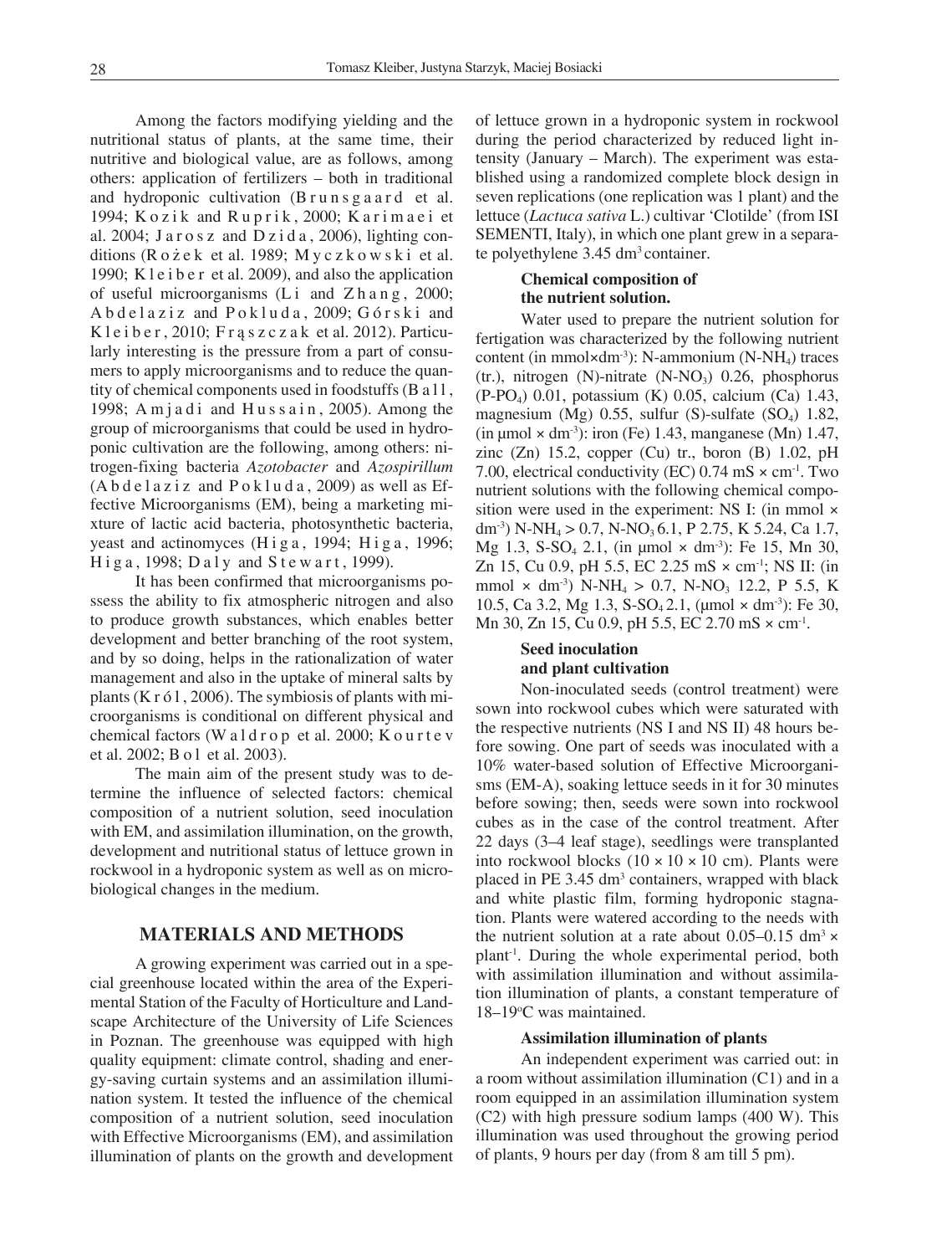Among the factors modifying yielding and the nutritional status of plants, at the same time, their nutritive and biological value, are as follows, among others: application of fertilizers – both in traditional and hydroponic cultivation (Brunsgaard et al. 1994; Kozik and Ruprik, 2000; Karimaei et al. 2004; Jarosz and Dzida, 2006), lighting conditions (Rożek et al. 1989; Myczkowski et al. 1990; Kleiber et al. 2009), and also the application of useful microorganisms (Li and Zhang, 2000; Abdelaziz and Pokluda, 2009; Górski and Kleiber, 2010; Frąszczak et al. 2012). Particularly interesting is the pressure from a part of consumers to apply microorganisms and to reduce the quantity of chemical components used in foodstuffs (Ball, 1998; Amjadi and Hussain, 2005). Among the group of microorganisms that could be used in hydroponic cultivation are the following, among others: nitrogen-fixing bacteria *Azotobacter* and *Azospirillum* (Abdelaziz and Pokluda, 2009) as well as Effective Microorganisms (EM), being a marketing mixture of lactic acid bacteria, photosynthetic bacteria, yeast and actinomyces (Higa, 1994; Higa, 1996; Higa, 1998; Daly and Stewart, 1999).

It has been confirmed that microorganisms possess the ability to fix atmospheric nitrogen and also to produce growth substances, which enables better development and better branching of the root system, and by so doing, helps in the rationalization of water management and also in the uptake of mineral salts by plants (Król, 2006). The symbiosis of plants with microorganisms is conditional on different physical and chemical factors (Waldrop et al. 2000; Kourtev et al. 2002; Bol et al. 2003).

The main aim of the present study was to determine the influence of selected factors: chemical composition of a nutrient solution, seed inoculation with EM, and assimilation illumination, on the growth, development and nutritional status of lettuce grown in rockwool in a hydroponic system as well as on microbiological changes in the medium.

## MATERIALS AND METHODS

A growing experiment was carried out in a special greenhouse located within the area of the Experimental Station of the Faculty of Horticulture and Landscape Architecture of the University of Life Sciences in Poznan. The greenhouse was equipped with high quality equipment: climate control, shading and energy-saving curtain systems and an assimilation illumination system. It tested the influence of the chemical composition of a nutrient solution, seed inoculation with Effective Microorganisms (EM), and assimilation illumination of plants on the growth and development of lettuce grown in a hydroponic system in rockwool during the period characterized by reduced light intensity (January – March). The experiment was established using a randomized complete block design in seven replications (one replication was 1 plant) and the lettuce (*Lactuca sativa* L.) cultivar 'Clotilde' (from ISI SEMENTI, Italy), in which one plant grew in a separate polyethylene 3.45 $dm^3$ container.

### Chemical composition of the nutrient solution.

Water used to prepare the nutrient solution for fertigation was characterized by the following nutrient content (in mmol×$dm^{-3}$): N-ammonium (N-$NH_4$) traces (tr.), nitrogen (N)-nitrate (N-$NO_3$) 0.26, phosphorus (P-$PO_4$) 0.01, potassium (K) 0.05, calcium (Ca) 1.43, magnesium (Mg) 0.55, sulfur (S)-sulfate ($SO_4$) 1.82, (in μmol × $dm^{-3}$): iron (Fe) 1.43, manganese (Mn) 1.47, zinc (Zn) 15.2, copper (Cu) tr., boron (B) 1.02, pH 7.00, electrical conductivity (EC) 0.74 mS × $cm^{-1}$. Two nutrient solutions with the following chemical composition were used in the experiment: NS I: (in mmol × $dm^{-3}$) N-$NH_4$ > 0.7, N-$NO_3$ 6.1, P 2.75, K 5.24, Ca 1.7, Mg 1.3, S-$SO_4$ 2.1, (in μmol × $dm^{-3}$): Fe 15, Mn 30, Zn 15, Cu 0.9, pH 5.5, EC 2.25 mS × $cm^{-1}$; NS II: (in mmol × $dm^{-3}$) N-$NH_4$ > 0.7, N-$NO_3$ 12.2, P 5.5, K 10.5, Ca 3.2, Mg 1.3, S-$SO_4$ 2.1, (μmol × $dm^{-3}$): Fe 30, Mn 30, Zn 15, Cu 0.9, pH 5.5, EC 2.70 mS × $cm^{-1}$.

### Seed inoculation and plant cultivation

Non-inoculated seeds (control treatment) were sown into rockwool cubes which were saturated with the respective nutrients (NS I and NS II) 48 hours before sowing. One part of seeds was inoculated with a 10% water-based solution of Effective Microorganisms (EM-A), soaking lettuce seeds in it for 30 minutes before sowing; then, seeds were sown into rockwool cubes as in the case of the control treatment. After 22 days (3–4 leaf stage), seedlings were transplanted into rockwool blocks (10 × 10 × 10 cm). Plants were placed in PE 3.45 $dm^3$ containers, wrapped with black and white plastic film, forming hydroponic stagnation. Plants were watered according to the needs with the nutrient solution at a rate about 0.05–0.15 $dm^3$ × $plant^{-1}$. During the whole experimental period, both with assimilation illumination and without assimilation illumination of plants, a constant temperature of 18–19°C was maintained.

### Assimilation illumination of plants

An independent experiment was carried out: in a room without assimilation illumination (C1) and in a room equipped in an assimilation illumination system (C2) with high pressure sodium lamps (400 W). This illumination was used throughout the growing period of plants, 9 hours per day (from 8 am till 5 pm).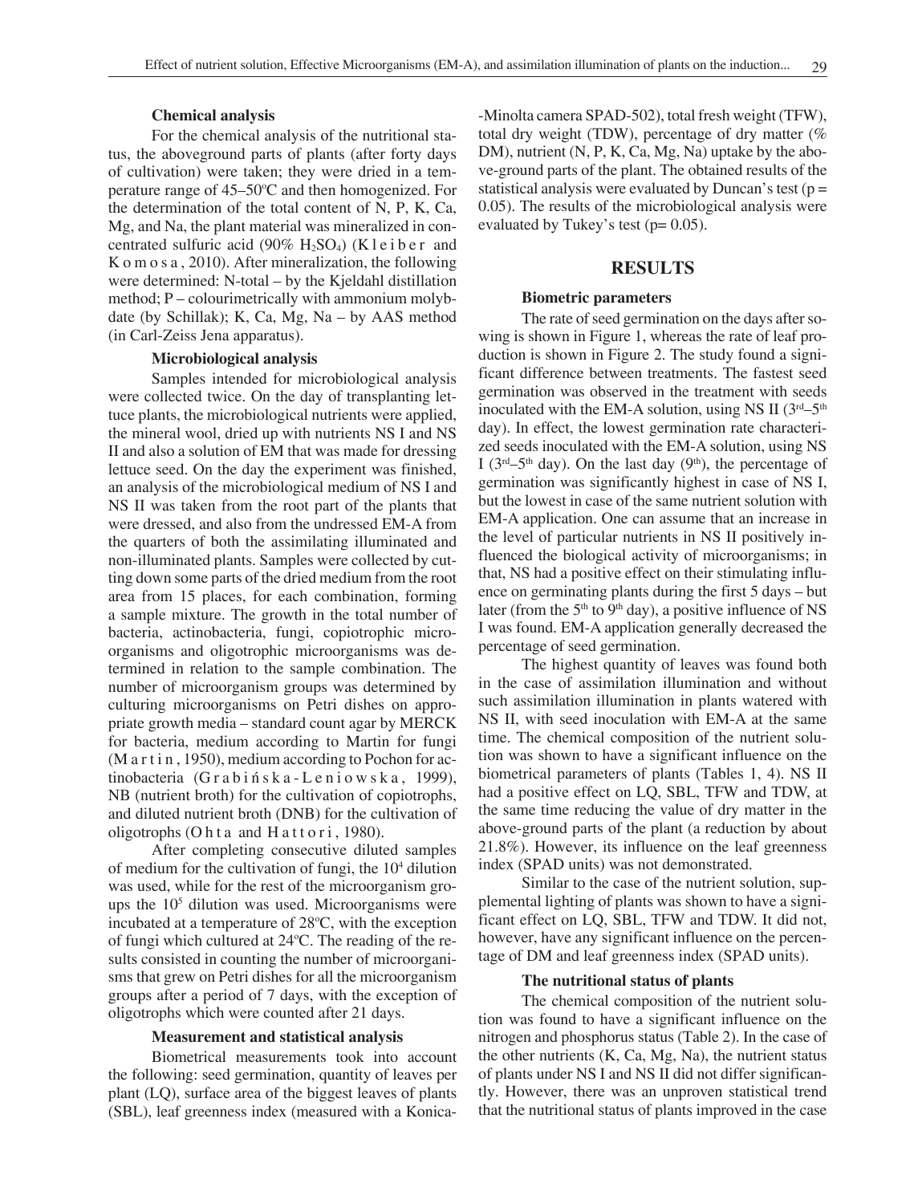### Chemical analysis

For the chemical analysis of the nutritional status, the aboveground parts of plants (after forty days of cultivation) were taken; they were dried in a temperature range of 45–50ºC and then homogenized. For the determination of the total content of N, P, K, Ca, Mg, and Na, the plant material was mineralized in concentrated sulfuric acid (90% $H_2SO_4$) (Kleiber and Komosa, 2010). After mineralization, the following were determined: N-total – by the Kjeldahl distillation method; P – colourimetrically with ammonium molybdate (by Schillak); K, Ca, Mg, Na – by AAS method (in Carl-Zeiss Jena apparatus).

### Microbiological analysis

Samples intended for microbiological analysis were collected twice. On the day of transplanting lettuce plants, the microbiological nutrients were applied, the mineral wool, dried up with nutrients NS I and NS II and also a solution of EM that was made for dressing lettuce seed. On the day the experiment was finished, an analysis of the microbiological medium of NS I and NS II was taken from the root part of the plants that were dressed, and also from the undressed EM-A from the quarters of both the assimilating illuminated and non-illuminated plants. Samples were collected by cutting down some parts of the dried medium from the root area from 15 places, for each combination, forming a sample mixture. The growth in the total number of bacteria, actinobacteria, fungi, copiotrophic microorganisms and oligotrophic microorganisms was determined in relation to the sample combination. The number of microorganism groups was determined by culturing microorganisms on Petri dishes on appropriate growth media – standard count agar by MERCK for bacteria, medium according to Martin for fungi (Martin, 1950), medium according to Pochon for actinobacteria (Grabińska-Leniowska, 1999), NB (nutrient broth) for the cultivation of copiotrophs, and diluted nutrient broth (DNB) for the cultivation of oligotrophs (Ohta and Hattori, 1980).

After completing consecutive diluted samples of medium for the cultivation of fungi, the $10^4$ dilution was used, while for the rest of the microorganism groups the $10^5$ dilution was used. Microorganisms were incubated at a temperature of 28ºC, with the exception of fungi which cultured at 24ºC. The reading of the results consisted in counting the number of microorganisms that grew on Petri dishes for all the microorganism groups after a period of 7 days, with the exception of oligotrophs which were counted after 21 days.

### Measurement and statistical analysis

Biometrical measurements took into account the following: seed germination, quantity of leaves per plant (LQ), surface area of the biggest leaves of plants (SBL), leaf greenness index (measured with a Konica-Minolta camera SPAD-502), total fresh weight (TFW), total dry weight (TDW), percentage of dry matter (% DM), nutrient (N, P, K, Ca, Mg, Na) uptake by the above-ground parts of the plant. The obtained results of the statistical analysis were evaluated by Duncan's test ($p = 0.05$). The results of the microbiological analysis were evaluated by Tukey's test ($p = 0.05$).

## RESULTS

### Biometric parameters

The rate of seed germination on the days after sowing is shown in Figure 1, whereas the rate of leaf production is shown in Figure 2. The study found a significant difference between treatments. The fastest seed germination was observed in the treatment with seeds inoculated with the EM-A solution, using NS II (3rd–5th day). In effect, the lowest germination rate characterized seeds inoculated with the EM-A solution, using NS I (3rd–5th day). On the last day (9th), the percentage of germination was significantly highest in case of NS I, but the lowest in case of the same nutrient solution with EM-A application. One can assume that an increase in the level of particular nutrients in NS II positively influenced the biological activity of microorganisms; in that, NS had a positive effect on their stimulating influence on germinating plants during the first 5 days – but later (from the 5th to 9th day), a positive influence of NS I was found. EM-A application generally decreased the percentage of seed germination.

The highest quantity of leaves was found both in the case of assimilation illumination and without such assimilation illumination in plants watered with NS II, with seed inoculation with EM-A at the same time. The chemical composition of the nutrient solution was shown to have a significant influence on the biometrical parameters of plants (Tables 1, 4). NS II had a positive effect on LQ, SBL, TFW and TDW, at the same time reducing the value of dry matter in the above-ground parts of the plant (a reduction by about 21.8%). However, its influence on the leaf greenness index (SPAD units) was not demonstrated.

Similar to the case of the nutrient solution, supplemental lighting of plants was shown to have a significant effect on LQ, SBL, TFW and TDW. It did not, however, have any significant influence on the percentage of DM and leaf greenness index (SPAD units).

### The nutritional status of plants

The chemical composition of the nutrient solution was found to have a significant influence on the nitrogen and phosphorus status (Table 2). In the case of the other nutrients (K, Ca, Mg, Na), the nutrient status of plants under NS I and NS II did not differ significantly. However, there was an unproven statistical trend that the nutritional status of plants improved in the case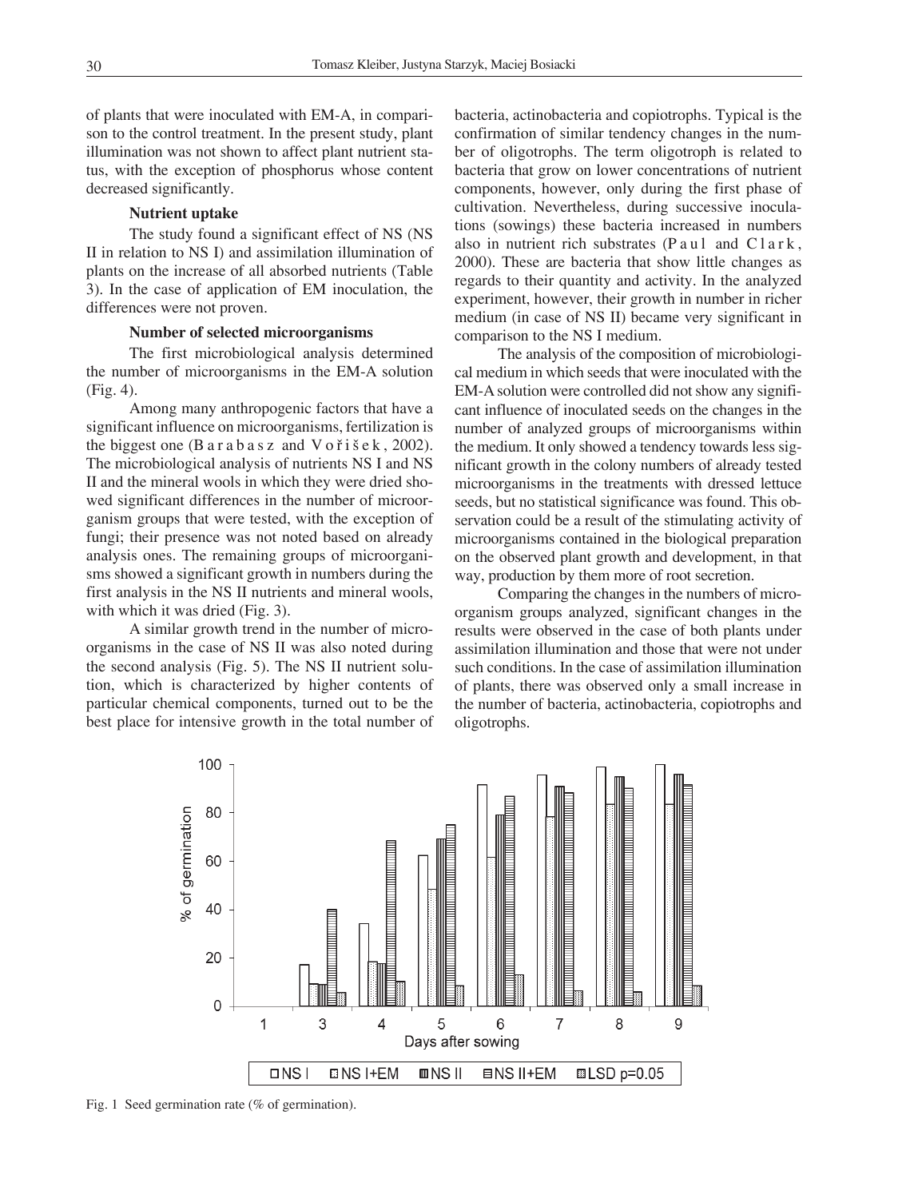of plants that were inoculated with EM-A, in comparison to the control treatment. In the present study, plant illumination was not shown to affect plant nutrient status, with the exception of phosphorus whose content decreased significantly.

### Nutrient uptake

The study found a significant effect of NS (NS II in relation to NS I) and assimilation illumination of plants on the increase of all absorbed nutrients (Table 3). In the case of application of EM inoculation, the differences were not proven.

### Number of selected microorganisms

The first microbiological analysis determined the number of microorganisms in the EM-A solution (Fig. 4).

Among many anthropogenic factors that have a significant influence on microorganisms, fertilization is the biggest one (Barabasz and Voříšek, 2002). The microbiological analysis of nutrients NS I and NS II and the mineral wools in which they were dried showed significant differences in the number of microorganism groups that were tested, with the exception of fungi; their presence was not noted based on already analysis ones. The remaining groups of microorganisms showed a significant growth in numbers during the first analysis in the NS II nutrients and mineral wools, with which it was dried (Fig. 3).

A similar growth trend in the number of microorganisms in the case of NS II was also noted during the second analysis (Fig. 5). The NS II nutrient solution, which is characterized by higher contents of particular chemical components, turned out to be the best place for intensive growth in the total number of bacteria, actinobacteria and copiotrophs. Typical is the confirmation of similar tendency changes in the number of oligotrophs. The term oligotroph is related to bacteria that grow on lower concentrations of nutrient components, however, only during the first phase of cultivation. Nevertheless, during successive inoculations (sowings) these bacteria increased in numbers also in nutrient rich substrates (Paul and Clark, 2000). These are bacteria that show little changes as regards to their quantity and activity. In the analyzed experiment, however, their growth in number in richer medium (in case of NS II) became very significant in comparison to the NS I medium.

The analysis of the composition of microbiological medium in which seeds that were inoculated with the EM-A solution were controlled did not show any significant influence of inoculated seeds on the changes in the number of analyzed groups of microorganisms within the medium. It only showed a tendency towards less significant growth in the colony numbers of already tested microorganisms in the treatments with dressed lettuce seeds, but no statistical significance was found. This observation could be a result of the stimulating activity of microorganisms contained in the biological preparation on the observed plant growth and development, in that way, production by them more of root secretion.

Comparing the changes in the numbers of microorganism groups analyzed, significant changes in the results were observed in the case of both plants under assimilation illumination and those that were not under such conditions. In the case of assimilation illumination of plants, there was observed only a small increase in the number of bacteria, actinobacteria, copiotrophs and oligotrophs.

Fig. 1 Seed germination rate (% of germination).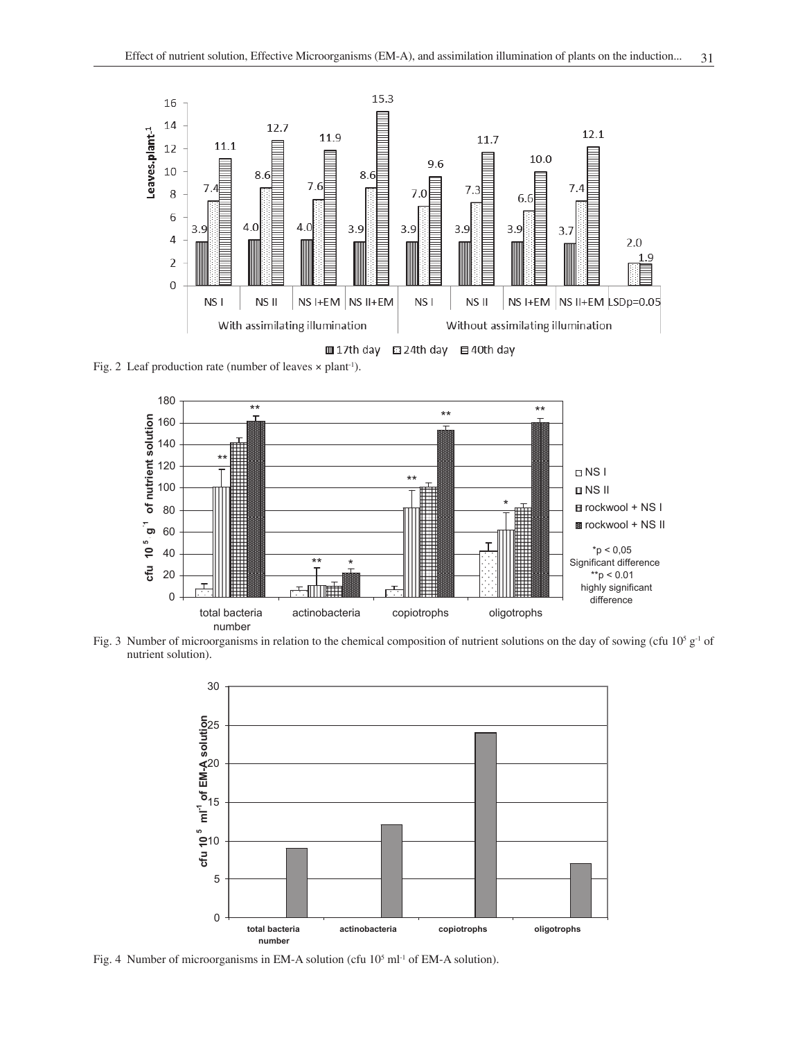Fig. 2 Leaf production rate (number of leaves × plant[-1]).

Fig. 3 Number of microorganisms in relation to the chemical composition of nutrient solutions on the day of sowing (cfu $10^5$ g$^{-1}$ of nutrient solution).

Fig. 4 Number of microorganisms in EM-A solution (cfu $10^5$ ml$^{-1}$ of EM-A solution).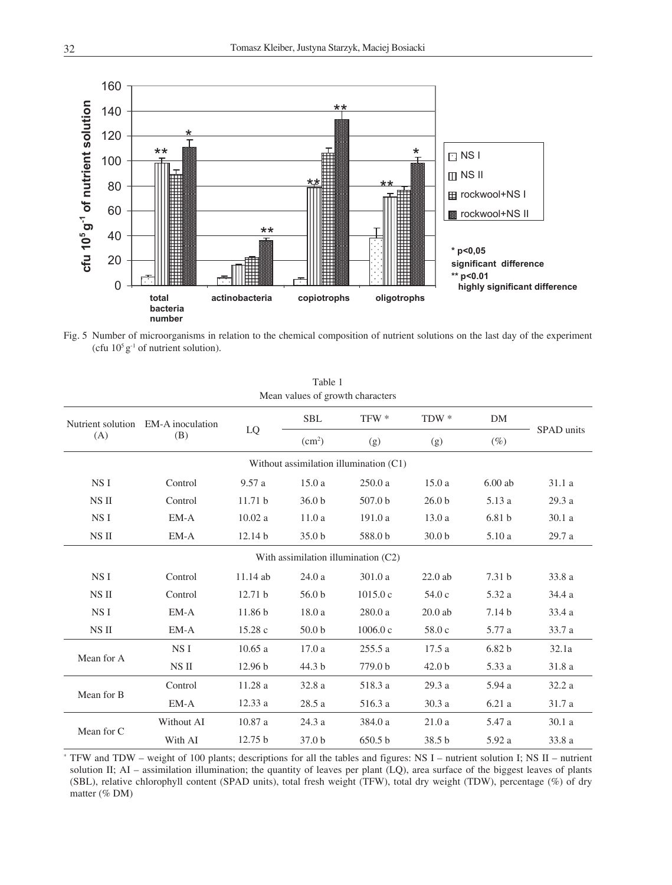Fig. 5 Number of microorganisms in relation to the chemical composition of nutrient solutions on the last day of the experiment (cfu $10^5$ g$^{-1}$ of nutrient solution).

Table 1
Mean values of growth characters

| Nutrient solution (A) | EM-A inoculation (B) | LQ | SBL ($cm^2$) | TFW * (g) | TDW * (g) | DM (%) | SPAD units |
|---|---|---|---|---|---|---|---|
| Without assimilation illumination (C1) | | | | | | | |
| NS I | Control | 9.57 a | 15.0 a | 250.0 a | 15.0 a | 6.00 ab | 31.1 a |
| NS II | Control | 11.71 b | 36.0 b | 507.0 b | 26.0 b | 5.13 a | 29.3 a |
| NS I | EM-A | 10.02 a | 11.0 a | 191.0 a | 13.0 a | 6.81 b | 30.1 a |
| NS II | EM-A | 12.14 b | 35.0 b | 588.0 b | 30.0 b | 5.10 a | 29.7 a |
| With assimilation illumination (C2) | | | | | | | |
| NS I | Control | 11.14 ab | 24.0 a | 301.0 a | 22.0 ab | 7.31 b | 33.8 a |
| NS II | Control | 12.71 b | 56.0 b | 1015.0 c | 54.0 c | 5.32 a | 34.4 a |
| NS I | EM-A | 11.86 b | 18.0 a | 280.0 a | 20.0 ab | 7.14 b | 33.4 a |
| NS II | EM-A | 15.28 c | 50.0 b | 1006.0 c | 58.0 c | 5.77 a | 33.7 a |
| Mean for A | NS I | 10.65 a | 17.0 a | 255.5 a | 17.5 a | 6.82 b | 32.1a |
| | NS II | 12.96 b | 44.3 b | 779.0 b | 42.0 b | 5.33 a | 31.8 a |
| Mean for B | Control | 11.28 a | 32.8 a | 518.3 a | 29.3 a | 5.94 a | 32.2 a |
| | EM-A | 12.33 a | 28.5 a | 516.3 a | 30.3 a | 6.21 a | 31.7 a |
| Mean for C | Without AI | 10.87 a | 24.3 a | 384.0 a | 21.0 a | 5.47 a | 30.1 a |
| | With AI | 12.75 b | 37.0 b | 650.5 b | 38.5 b | 5.92 a | 33.8 a |

* TFW and TDW – weight of 100 plants; descriptions for all the tables and figures: NS I – nutrient solution I; NS II – nutrient solution II; AI – assimilation illumination; the quantity of leaves per plant (LQ), area surface of the biggest leaves of plants (SBL), relative chlorophyll content (SPAD units), total fresh weight (TFW), total dry weight (TDW), percentage (%) of dry matter (% DM)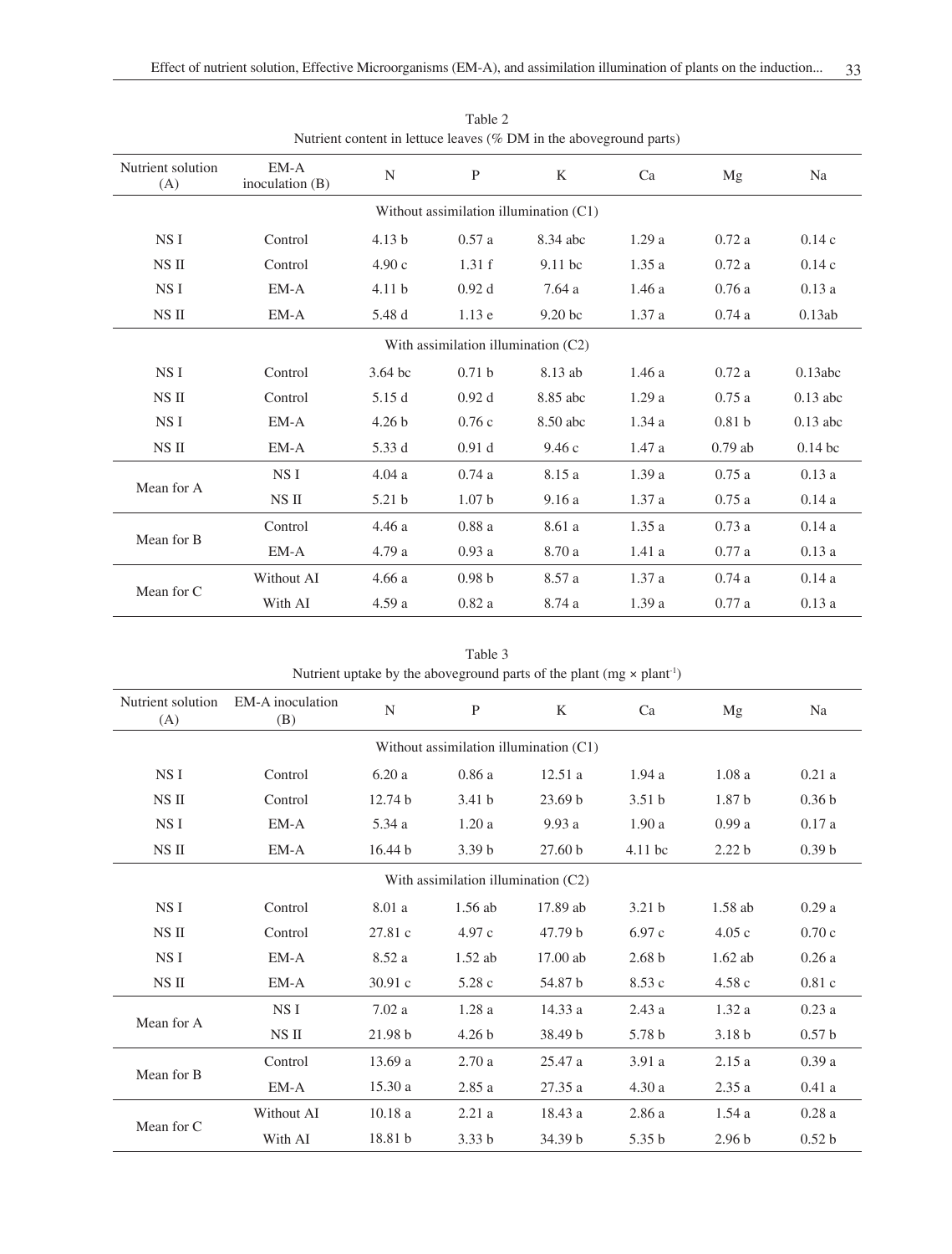Table 2
Nutrient content in lettuce leaves (% DM in the aboveground parts)

| Nutrient solution (A) | EM-A inoculation (B) | N | P | K | Ca | Mg | Na |
|---|---|---|---|---|---|---|---|
| Without assimilation illumination (C1) | | | | | | | |
| NS I | Control | 4.13 b | 0.57 a | 8.34 abc | 1.29 a | 0.72 a | 0.14 c |
| NS II | Control | 4.90 c | 1.31 f | 9.11 bc | 1.35 a | 0.72 a | 0.14 c |
| NS I | EM-A | 4.11 b | 0.92 d | 7.64 a | 1.46 a | 0.76 a | 0.13 a |
| NS II | EM-A | 5.48 d | 1.13 e | 9.20 bc | 1.37 a | 0.74 a | 0.13ab |
| With assimilation illumination (C2) | | | | | | | |
| NS I | Control | 3.64 bc | 0.71 b | 8.13 ab | 1.46 a | 0.72 a | 0.13abc |
| NS II | Control | 5.15 d | 0.92 d | 8.85 abc | 1.29 a | 0.75 a | 0.13 abc |
| NS I | EM-A | 4.26 b | 0.76 c | 8.50 abc | 1.34 a | 0.81 b | 0.13 abc |
| NS II | EM-A | 5.33 d | 0.91 d | 9.46 c | 1.47 a | 0.79 ab | 0.14 bc |
| Mean for A | NS I | 4.04 a | 0.74 a | 8.15 a | 1.39 a | 0.75 a | 0.13 a |
| | NS II | 5.21 b | 1.07 b | 9.16 a | 1.37 a | 0.75 a | 0.14 a |
| Mean for B | Control | 4.46 a | 0.88 a | 8.61 a | 1.35 a | 0.73 a | 0.14 a |
| | EM-A | 4.79 a | 0.93 a | 8.70 a | 1.41 a | 0.77 a | 0.13 a |
| Mean for C | Without AI | 4.66 a | 0.98 b | 8.57 a | 1.37 a | 0.74 a | 0.14 a |
| | With AI | 4.59 a | 0.82 a | 8.74 a | 1.39 a | 0.77 a | 0.13 a |

Table 3
Nutrient uptake by the aboveground parts of the plant (mg × plant$^{-1}$)

| Nutrient solution (A) | EM-A inoculation (B) | N | P | K | Ca | Mg | Na |
|---|---|---|---|---|---|---|---|
| Without assimilation illumination (C1) | | | | | | | |
| NS I | Control | 6.20 a | 0.86 a | 12.51 a | 1.94 a | 1.08 a | 0.21 a |
| NS II | Control | 12.74 b | 3.41 b | 23.69 b | 3.51 b | 1.87 b | 0.36 b |
| NS I | EM-A | 5.34 a | 1.20 a | 9.93 a | 1.90 a | 0.99 a | 0.17 a |
| NS II | EM-A | 16.44 b | 3.39 b | 27.60 b | 4.11 bc | 2.22 b | 0.39 b |
| With assimilation illumination (C2) | | | | | | | |
| NS I | Control | 8.01 a | 1.56 ab | 17.89 ab | 3.21 b | 1.58 ab | 0.29 a |
| NS II | Control | 27.81 c | 4.97 c | 47.79 b | 6.97 c | 4.05 c | 0.70 c |
| NS I | EM-A | 8.52 a | 1.52 ab | 17.00 ab | 2.68 b | 1.62 ab | 0.26 a |
| NS II | EM-A | 30.91 c | 5.28 c | 54.87 b | 8.53 c | 4.58 c | 0.81 c |
| Mean for A | NS I | 7.02 a | 1.28 a | 14.33 a | 2.43 a | 1.32 a | 0.23 a |
| | NS II | 21.98 b | 4.26 b | 38.49 b | 5.78 b | 3.18 b | 0.57 b |
| Mean for B | Control | 13.69 a | 2.70 a | 25.47 a | 3.91 a | 2.15 a | 0.39 a |
| | EM-A | 15.30 a | 2.85 a | 27.35 a | 4.30 a | 2.35 a | 0.41 a |
| Mean for C | Without AI | 10.18 a | 2.21 a | 18.43 a | 2.86 a | 1.54 a | 0.28 a |
| | With AI | 18.81 b | 3.33 b | 34.39 b | 5.35 b | 2.96 b | 0.52 b |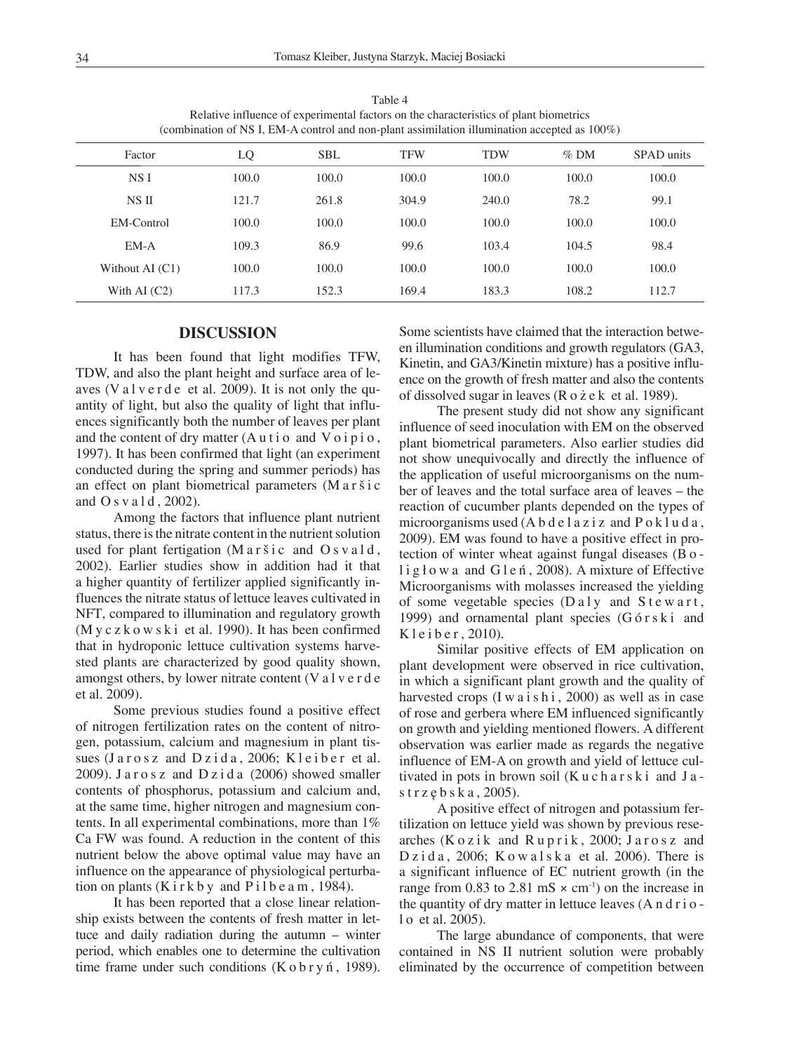Table 4
Relative influence of experimental factors on the characteristics of plant biometrics
(combination of NS I, EM-A control and non-plant assimilation illumination accepted as 100%)

| Factor | LQ | SBL | TFW | TDW | % DM | SPAD units |
|---|---|---|---|---|---|---|
| NS I | 100.0 | 100.0 | 100.0 | 100.0 | 100.0 | 100.0 |
| NS II | 121.7 | 261.8 | 304.9 | 240.0 | 78.2 | 99.1 |
| EM-Control | 100.0 | 100.0 | 100.0 | 100.0 | 100.0 | 100.0 |
| EM-A | 109.3 | 86.9 | 99.6 | 103.4 | 104.5 | 98.4 |
| Without AI (C1) | 100.0 | 100.0 | 100.0 | 100.0 | 100.0 | 100.0 |
| With AI (C2) | 117.3 | 152.3 | 169.4 | 183.3 | 108.2 | 112.7 |

## DISCUSSION

It has been found that light modifies TFW, TDW, and also the plant height and surface area of leaves (Valverde et al. 2009). It is not only the quantity of light, but also the quality of light that influences significantly both the number of leaves per plant and the content of dry matter (Autio and Voipio, 1997). It has been confirmed that light (an experiment conducted during the spring and summer periods) has an effect on plant biometrical parameters (Maršic and Osvald, 2002).

Among the factors that influence plant nutrient status, there is the nitrate content in the nutrient solution used for plant fertigation (Maršic and Osvald, 2002). Earlier studies show in addition had it that a higher quantity of fertilizer applied significantly influences the nitrate status of lettuce leaves cultivated in NFT, compared to illumination and regulatory growth (Myczkowski et al. 1990). It has been confirmed that in hydroponic lettuce cultivation systems harvested plants are characterized by good quality shown, amongst others, by lower nitrate content (Valverde et al. 2009).

Some previous studies found a positive effect of nitrogen fertilization rates on the content of nitrogen, potassium, calcium and magnesium in plant tissues (Jarosz and Dzida, 2006; Kleiber et al. 2009). Jarosz and Dzida (2006) showed smaller contents of phosphorus, potassium and calcium and, at the same time, higher nitrogen and magnesium contents. In all experimental combinations, more than 1% Ca FW was found. A reduction in the content of this nutrient below the above optimal value may have an influence on the appearance of physiological perturbation on plants (Kirkby and Pilbeam, 1984).

It has been reported that a close linear relationship exists between the contents of fresh matter in lettuce and daily radiation during the autumn – winter period, which enables one to determine the cultivation time frame under such conditions (Kobryń, 1989). Some scientists have claimed that the interaction between illumination conditions and growth regulators (GA3, Kinetin, and GA3/Kinetin mixture) has a positive influence on the growth of fresh matter and also the contents of dissolved sugar in leaves (Rożek et al. 1989).

The present study did not show any significant influence of seed inoculation with EM on the observed plant biometrical parameters. Also earlier studies did not show unequivocally and directly the influence of the application of useful microorganisms on the number of leaves and the total surface area of leaves – the reaction of cucumber plants depended on the types of microorganisms used (Abdelaziz and Pokluda, 2009). EM was found to have a positive effect in protection of winter wheat against fungal diseases (Boligłowa and Gleń, 2008). A mixture of Effective Microorganisms with molasses increased the yielding of some vegetable species (Daly and Stewart, 1999) and ornamental plant species (Górski and Kleiber, 2010).

Similar positive effects of EM application on plant development were observed in rice cultivation, in which a significant plant growth and the quality of harvested crops (Iwaishi, 2000) as well as in case of rose and gerbera where EM influenced significantly on growth and yielding mentioned flowers. A different observation was earlier made as regards the negative influence of EM-A on growth and yield of lettuce cultivated in pots in brown soil (Kucharski and Jastrzębska, 2005).

A positive effect of nitrogen and potassium fertilization on lettuce yield was shown by previous researches (Kozik and Ruprik, 2000; Jarosz and Dzida, 2006; Kowalska et al. 2006). There is a significant influence of EC nutrient growth (in the range from 0.83 to 2.81 mS $\times$ cm$^{-1}$) on the increase in the quantity of dry matter in lettuce leaves (Andriolo et al. 2005).

The large abundance of components, that were contained in NS II nutrient solution were probably eliminated by the occurrence of competition between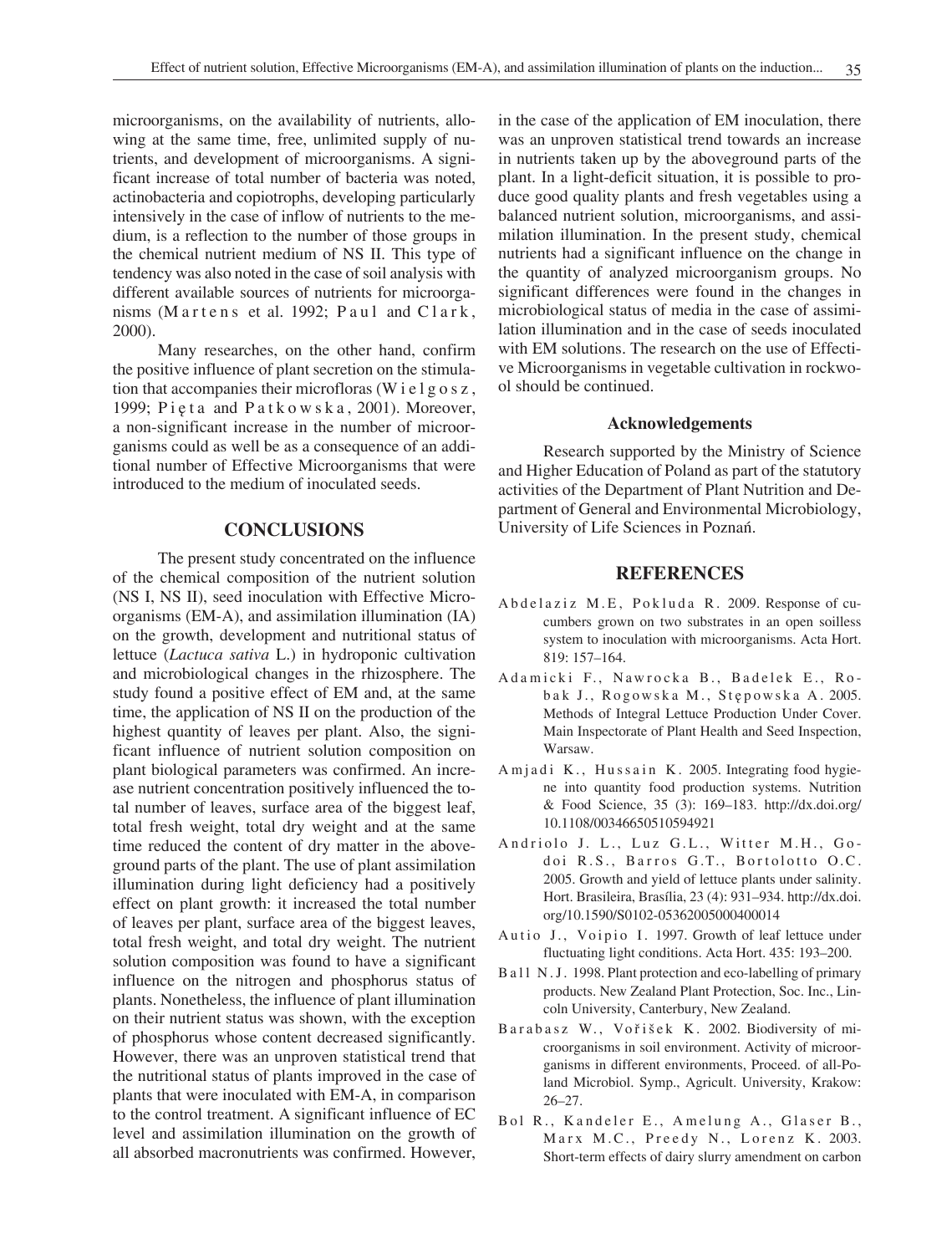microorganisms, on the availability of nutrients, allowing at the same time, free, unlimited supply of nutrients, and development of microorganisms. A significant increase of total number of bacteria was noted, actinobacteria and copiotrophs, developing particularly intensively in the case of inflow of nutrients to the medium, is a reflection to the number of those groups in the chemical nutrient medium of NS II. This type of tendency was also noted in the case of soil analysis with different available sources of nutrients for microorganisms (Martens et al. 1992; Paul and Clark, 2000).

Many researches, on the other hand, confirm the positive influence of plant secretion on the stimulation that accompanies their microfloras (Wielgosz, 1999; Pięta and Patkowska, 2001). Moreover, a non-significant increase in the number of microorganisms could as well be as a consequence of an additional number of Effective Microorganisms that were introduced to the medium of inoculated seeds.

## CONCLUSIONS

The present study concentrated on the influence of the chemical composition of the nutrient solution (NS I, NS II), seed inoculation with Effective Microorganisms (EM-A), and assimilation illumination (IA) on the growth, development and nutritional status of lettuce (*Lactuca sativa* L.) in hydroponic cultivation and microbiological changes in the rhizosphere. The study found a positive effect of EM and, at the same time, the application of NS II on the production of the highest quantity of leaves per plant. Also, the significant influence of nutrient solution composition on plant biological parameters was confirmed. An increase nutrient concentration positively influenced the total number of leaves, surface area of the biggest leaf, total fresh weight, total dry weight and at the same time reduced the content of dry matter in the aboveground parts of the plant. The use of plant assimilation illumination during light deficiency had a positively effect on plant growth: it increased the total number of leaves per plant, surface area of the biggest leaves, total fresh weight, and total dry weight. The nutrient solution composition was found to have a significant influence on the nitrogen and phosphorus status of plants. Nonetheless, the influence of plant illumination on their nutrient status was shown, with the exception of phosphorus whose content decreased significantly. However, there was an unproven statistical trend that the nutritional status of plants improved in the case of plants that were inoculated with EM-A, in comparison to the control treatment. A significant influence of EC level and assimilation illumination on the growth of all absorbed macronutrients was confirmed. However, in the case of the application of EM inoculation, there was an unproven statistical trend towards an increase in nutrients taken up by the aboveground parts of the plant. In a light-deficit situation, it is possible to produce good quality plants and fresh vegetables using a balanced nutrient solution, microorganisms, and assimilation illumination. In the present study, chemical nutrients had a significant influence on the change in the quantity of analyzed microorganism groups. No significant differences were found in the changes in microbiological status of media in the case of assimilation illumination and in the case of seeds inoculated with EM solutions. The research on the use of Effective Microorganisms in vegetable cultivation in rockwool should be continued.

### Acknowledgements

Research supported by the Ministry of Science and Higher Education of Poland as part of the statutory activities of the Department of Plant Nutrition and Department of General and Environmental Microbiology, University of Life Sciences in Poznań.

## REFERENCES

Abdelaziz M.E, Pokluda R. 2009. Response of cucumbers grown on two substrates in an open soilless system to inoculation with microorganisms. Acta Hort. 819: 157–164.

Adamicki F., Nawrocka B., Badelek E., Robak J., Rogowska M., Stępowska A. 2005. Methods of Integral Lettuce Production Under Cover. Main Inspectorate of Plant Health and Seed Inspection, Warsaw.

Amjadi K., Hussain K. 2005. Integrating food hygiene into quantity food production systems. Nutrition & Food Science, 35 (3): 169–183. http://dx.doi.org/10.1108/00346650510594921

Andriolo J. L., Luz G.L., Witter M.H., Godoi R.S., Barros G.T., Bortolotto O.C. 2005. Growth and yield of lettuce plants under salinity. Hort. Brasileira, Brasília, 23 (4): 931–934. http://dx.doi.org/10.1590/S0102-05362005000400014

Autio J., Voipio I. 1997. Growth of leaf lettuce under fluctuating light conditions. Acta Hort. 435: 193–200.

Ball N.J. 1998. Plant protection and eco-labelling of primary products. New Zealand Plant Protection, Soc. Inc., Lincoln University, Canterbury, New Zealand.

Barabasz W., Vořišek K. 2002. Biodiversity of microorganisms in soil environment. Activity of microorganisms in different environments, Proceed. of all-Poland Microbiol. Symp., Agricult. University, Krakow: 26–27.

Bol R., Kandeler E., Amelung A., Glaser B., Marx M.C., Preedy N., Lorenz K. 2003. Short-term effects of dairy slurry amendment on carbon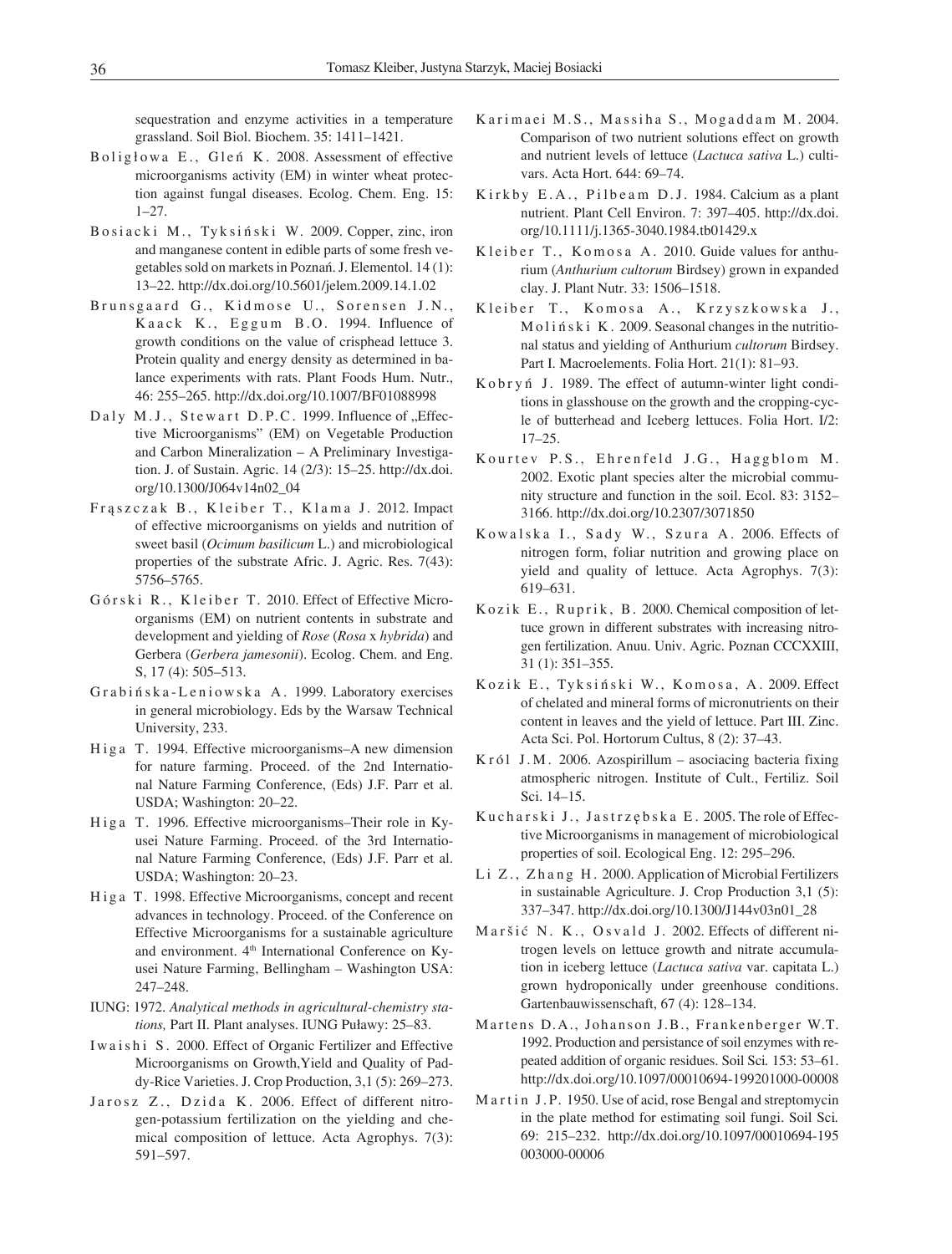sequestration and enzyme activities in a temperature grassland. Soil Biol. Biochem. 35: 1411–1421.

Boligłowa E., Gleń K. 2008. Assessment of effective microorganisms activity (EM) in winter wheat protection against fungal diseases. Ecolog. Chem. Eng. 15: 1–27.

Bosiacki M., Tyksiński W. 2009. Copper, zinc, iron and manganese content in edible parts of some fresh vegetables sold on markets in Poznań. J. Elementol. 14 (1): 13–22. http://dx.doi.org/10.5601/jelem.2009.14.1.02

Brunsgaard G., Kidmose U., Sorensen J.N., Kaack K., Eggum B.O. 1994. Influence of growth conditions on the value of crispհead lettuce 3. Protein quality and energy density as determined in balance experiments with rats. Plant Foods Hum. Nutr., 46: 255–265. http://dx.doi.org/10.1007/BF01088998

Daly M.J., Stewart D.P.C. 1999. Influence of „Effective Microorganisms" (EM) on Vegetable Production and Carbon Mineralization – A Preliminary Investigation. J. of Sustain. Agric. 14 (2/3): 15–25. http://dx.doi.org/10.1300/J064v14n02_04

Frąszczak B., Kleiber T., Klama J. 2012. Impact of effective microorganisms on yields and nutrition of sweet basil (*Ocimum basilicum* L.) and microbiological properties of the substrate Afric. J. Agric. Res. 7(43): 5756–5765.

Górski R., Kleiber T. 2010. Effect of Effective Microorganisms (EM) on nutrient contents in substrate and development and yielding of *Rose* (*Rosa* x *hybrida*) and Gerbera (*Gerbera jamesonii*). Ecolog. Chem. and Eng. S, 17 (4): 505–513.

Grabińska-Leniowska A. 1999. Laboratory exercises in general microbiology. Eds by the Warsaw Technical University, 233.

Higa T. 1994. Effective microorganisms–A new dimension for nature farming. Proceed. of the 2nd International Nature Farming Conference, (Eds) J.F. Parr et al. USDA; Washington: 20–22.

Higa T. 1996. Effective microorganisms–Their role in Kyusei Nature Farming. Proceed. of the 3rd International Nature Farming Conference, (Eds) J.F. Parr et al. USDA; Washington: 20–23.

Higa T. 1998. Effective Microorganisms, concept and recent advances in technology. Proceed. of the Conference on Effective Microorganisms for a sustainable agriculture and environment. 4th International Conference on Kyusei Nature Farming, Bellingham – Washington USA: 247–248.

IUNG: 1972. *Analytical methods in agricultural-chemistry stations,* Part II. Plant analyses. IUNG Puławy: 25–83.

Iwaishi S. 2000. Effect of Organic Fertilizer and Effective Microorganisms on Growth,Yield and Quality of Paddy-Rice Varieties. J. Crop Production, 3,1 (5): 269–273.

Jarosz Z., Dzida K. 2006. Effect of different nitrogen-potassium fertilization on the yielding and chemical composition of lettuce. Acta Agrophys. 7(3): 591–597.

Karimaei M.S., Massiha S., Mogaddam M. 2004. Comparison of two nutrient solutions effect on growth and nutrient levels of lettuce (*Lactuca sativa* L.) cultivars. Acta Hort. 644: 69–74.

Kirkby E.A., Pilbeam D.J. 1984. Calcium as a plant nutrient. Plant Cell Environ. 7: 397–405. http://dx.doi.org/10.1111/j.1365-3040.1984.tb01429.x

Kleiber T., Komosa A. 2010. Guide values for anthurium (*Anthurium cultorum* Birdsey) grown in expanded clay. J. Plant Nutr. 33: 1506–1518.

Kleiber T., Komosa A., Krzyszkowska J., Moliński K. 2009. Seasonal changes in the nutritional status and yielding of Anthurium *cultorum* Birdsey. Part I. Macroelements. Folia Hort. 21(1): 81–93.

Kobryń J. 1989. The effect of autumn-winter light conditions in glasshouse on the growth and the cropping-cycle of butterhead and Iceberg lettuces. Folia Hort. I/2: 17–25.

Kourtev P.S., Ehrenfeld J.G., Haggblom M. 2002. Exotic plant species alter the microbial community structure and function in the soil. Ecol. 83: 3152–3166. http://dx.doi.org/10.2307/3071850

Kowalska I., Sady W., Szura A. 2006. Effects of nitrogen form, foliar nutrition and growing place on yield and quality of lettuce. Acta Agrophys. 7(3): 619–631.

Kozik E., Ruprik, B. 2000. Chemical composition of lettuce grown in different substrates with increasing nitrogen fertilization. Anuu. Univ. Agric. Poznan CCCXXIII, 31 (1): 351–355.

Kozik E., Tyksiński W., Komosa, A. 2009. Effect of chelated and mineral forms of micronutrients on their content in leaves and the yield of lettuce. Part III. Zinc. Acta Sci. Pol. Hortorum Cultus, 8 (2): 37–43.

Król J.M. 2006. Azospirillum – asociacing bacteria fixing atmospheric nitrogen. Institute of Cult., Fertiliz. Soil Sci. 14–15.

Kucharski J., Jastrzębska E. 2005. The role of Effective Microorganisms in management of microbiological properties of soil. Ecological Eng. 12: 295–296.

Li Z., Zhang H. 2000. Application of Microbial Fertilizers in sustainable Agriculture. J. Crop Production 3,1 (5): 337–347. http://dx.doi.org/10.1300/J144v03n01_28

Maršić N. K., Osvald J. 2002. Effects of different nitrogen levels on lettuce growth and nitrate accumulation in iceberg lettuce (*Lactuca sativa* var. capitata L.) grown hydroponically under greenhouse conditions. Gartenbauwissenschaft, 67 (4): 128–134.

Martens D.A., Johanson J.B., Frankenberger W.T. 1992. Production and persistance of soil enzymes with repeated addition of organic residues. Soil Sci. 153: 53–61. http://dx.doi.org/10.1097/00010694-199201000-00008

Martin J.P. 1950. Use of acid, rose Bengal and streptomycin in the plate method for estimating soil fungi. Soil Sci. 69: 215–232. http://dx.doi.org/10.1097/00010694-195003000-00006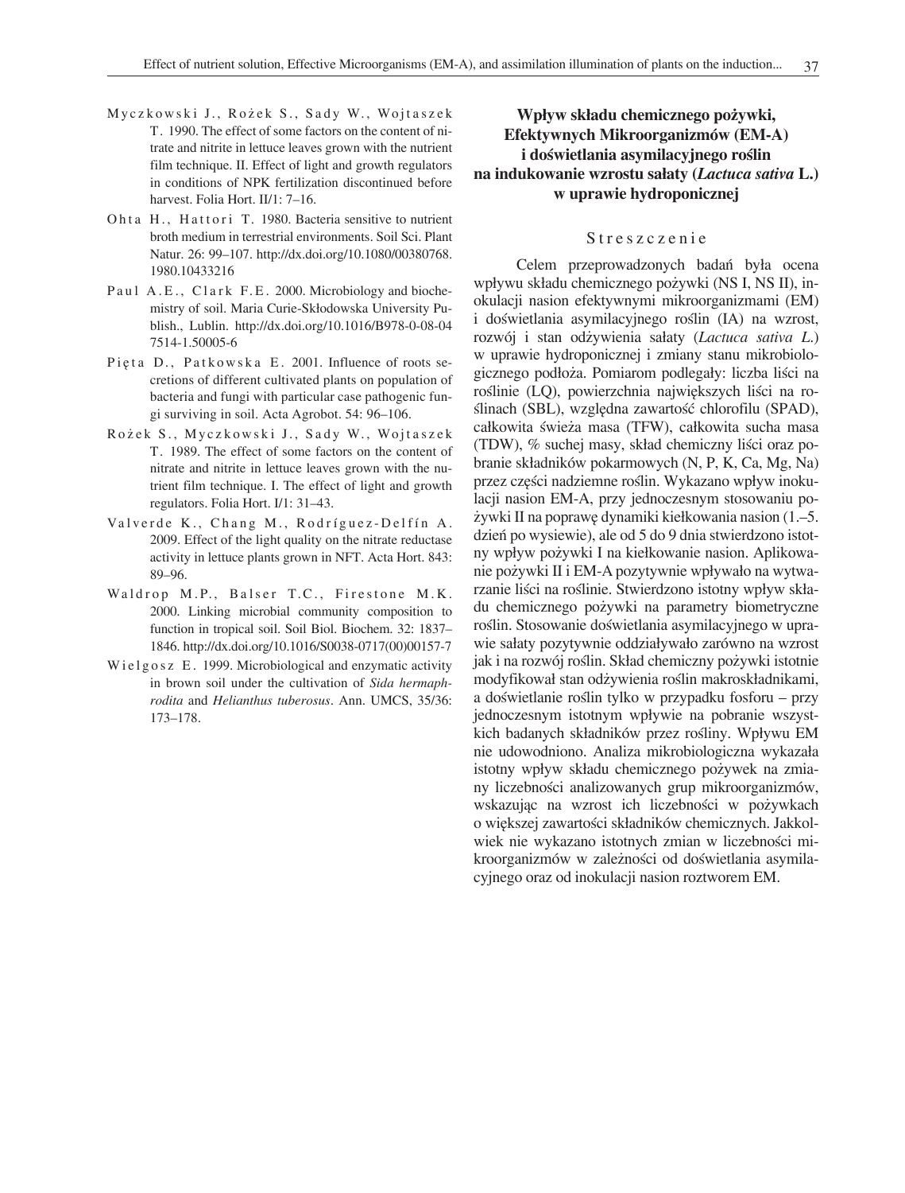Myczkowski J., Rożek S., Sady W., Wojtaszek T. 1990. The effect of some factors on the content of nitrate and nitrite in lettuce leaves grown with the nutrient film technique. II. Effect of light and growth regulators in conditions of NPK fertilization discontinued before harvest. Folia Hort. II/1: 7–16.

Ohta H., Hattori T. 1980. Bacteria sensitive to nutrient broth medium in terrestrial environments. Soil Sci. Plant Natur. 26: 99–107. http://dx.doi.org/10.1080/00380768.1980.10433216

Paul A.E., Clark F.E. 2000. Microbiology and biochemistry of soil. Maria Curie-Skłodowska University Publish., Lublin. http://dx.doi.org/10.1016/B978-0-08-047514-1.50005-6

Pięta D., Patkowska E. 2001. Influence of roots secretions of different cultivated plants on population of bacteria and fungi with particular case pathogenic fungi surviving in soil. Acta Agrobot. 54: 96–106.

Rożek S., Myczkowski J., Sady W., Wojtaszek T. 1989. The effect of some factors on the content of nitrate and nitrite in lettuce leaves grown with the nutrient film technique. I. The effect of light and growth regulators. Folia Hort. I/1: 31–43.

Valverde K., Chang M., Rodríguez-Delfín A. 2009. Effect of the light quality on the nitrate reductase activity in lettuce plants grown in NFT. Acta Hort. 843: 89–96.

Waldrop M.P., Balser T.C., Firestone M.K. 2000. Linking microbial community composition to function in tropical soil. Soil Biol. Biochem. 32: 1837–1846. http://dx.doi.org/10.1016/S0038-0717(00)00157-7

Wielgosz E. 1999. Microbiological and enzymatic activity in brown soil under the cultivation of *Sida hermaphrodita* and *Helianthus tuberosus*. Ann. UMCS, 35/36: 173–178.

## Wpływ składu chemicznego pożywki, Efektywnych Mikroorganizmów (EM-A) i doświetlania asymilacyjnego roślin na indukowanie wzrostu sałaty (*Lactuca sativa* L.) w uprawie hydroponicznej

### Streszczenie

Celem przeprowadzonych badań była ocena wpływu składu chemicznego pożywki (NS I, NS II), inokulacji nasion efektywnymi mikroorganizmami (EM) i doświetlania asymilacyjnego roślin (IA) na wzrost, rozwój i stan odżywienia sałaty (*Lactuca sativa L.*) w uprawie hydroponicznej i zmiany stanu mikrobiologicznego podłoża. Pomiarom podlegały: liczba liści na roślinie (LQ), powierzchnia największych liści na roślinach (SBL), względna zawartość chlorofilu (SPAD), całkowita świeża masa (TFW), całkowita sucha masa (TDW), % suchej masy, skład chemiczny liści oraz pobranie składników pokarmowych (N, P, K, Ca, Mg, Na) przez części nadziemne roślin. Wykazano wpływ inokulacji nasion EM-A, przy jednoczesnym stosowaniu pożywki II na poprawę dynamiki kiełkowania nasion (1.–5. dzień po wysiewie), ale od 5 do 9 dnia stwierdzono istotny wpływ pożywki I na kiełkowanie nasion. Aplikowanie pożywki II i EM-A pozytywnie wpływało na wytwarzanie liści na roślinie. Stwierdzono istotny wpływ składu chemicznego pożywki na parametry biometryczne roślin. Stosowanie doświetlania asymilacyjnego w uprawie sałaty pozytywnie oddziaływało zarówno na wzrost jak i na rozwój roślin. Skład chemiczny pożywki istotnie modyfikował stan odżywienia roślin makroskładnikami, a doświetlanie roślin tylko w przypadku fosforu – przy jednoczesnym istotnym wpływie na pobranie wszystkich badanych składników przez rośliny. Wpływu EM nie udowodniono. Analiza mikrobiologiczna wykazała istotny wpływ składu chemicznego pożywek na zmiany liczebności analizowanych grup mikroorganizmów, wskazując na wzrost ich liczebności w pożywkach o większej zawartości składników chemicznych. Jakkolwiek nie wykazano istotnych zmian w liczebności mikroorganizmów w zależności od doświetlania asymilacyjnego oraz od inokulacji nasion roztworem EM.